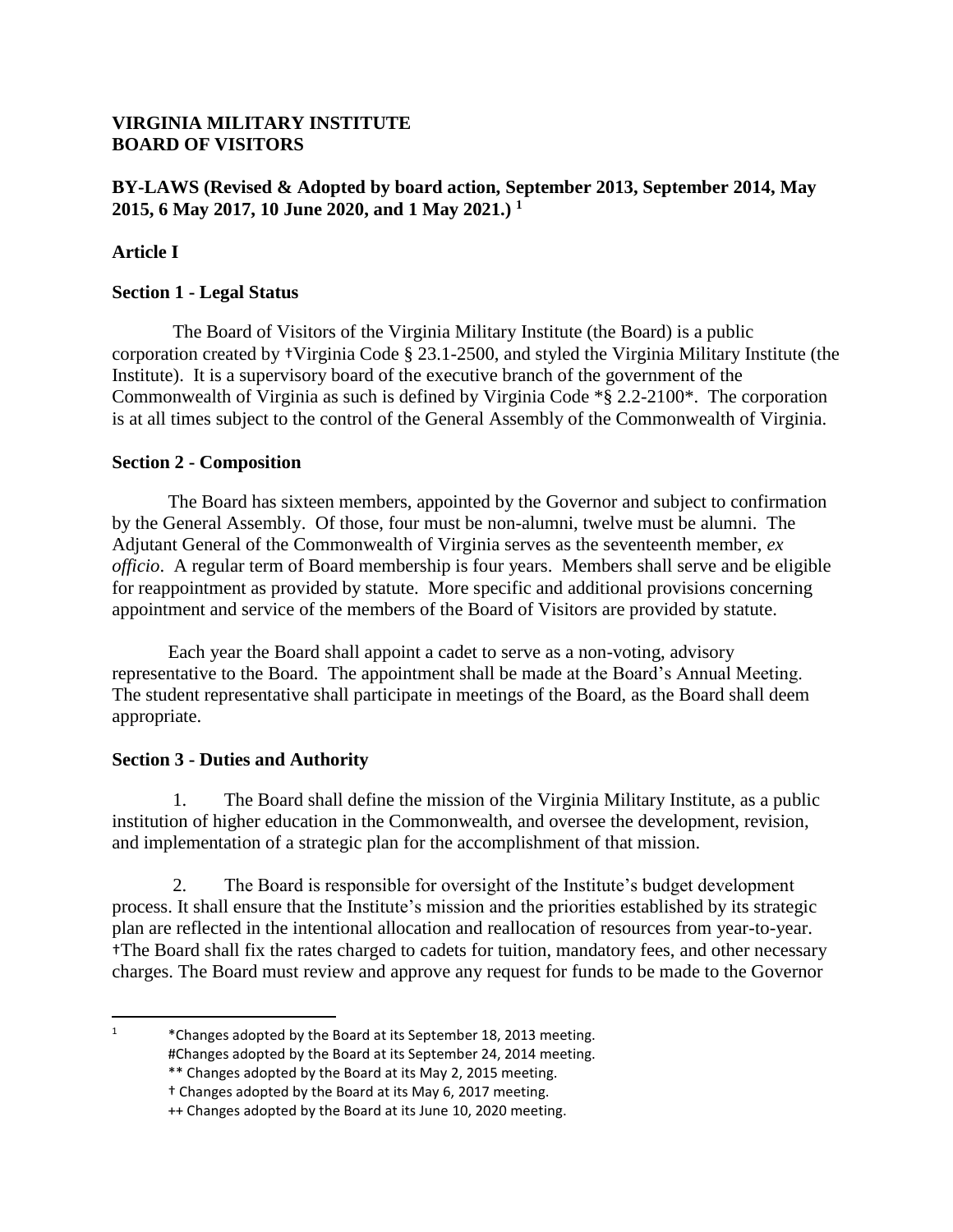**VIRGINIA MILITARY INSTITUTE**
**BOARD OF VISITORS**

**BY-LAWS (Revised & Adopted by board action, September 2013, September 2014, May 2015, 6 May 2017, 10 June 2020, and 1 May 2021.)** [1]

## Article I

### Section 1 - Legal Status

The Board of Visitors of the Virginia Military Institute (the Board) is a public corporation created by †Virginia Code § 23.1-2500, and styled the Virginia Military Institute (the Institute). It is a supervisory board of the executive branch of the government of the Commonwealth of Virginia as such is defined by Virginia Code *§ 2.2-2100*. The corporation is at all times subject to the control of the General Assembly of the Commonwealth of Virginia.

### Section 2 - Composition

The Board has sixteen members, appointed by the Governor and subject to confirmation by the General Assembly. Of those, four must be non-alumni, twelve must be alumni. The Adjutant General of the Commonwealth of Virginia serves as the seventeenth member, *ex officio*. A regular term of Board membership is four years. Members shall serve and be eligible for reappointment as provided by statute. More specific and additional provisions concerning appointment and service of the members of the Board of Visitors are provided by statute.

Each year the Board shall appoint a cadet to serve as a non-voting, advisory representative to the Board. The appointment shall be made at the Board's Annual Meeting. The student representative shall participate in meetings of the Board, as the Board shall deem appropriate.

### Section 3 - Duties and Authority

1. The Board shall define the mission of the Virginia Military Institute, as a public institution of higher education in the Commonwealth, and oversee the development, revision, and implementation of a strategic plan for the accomplishment of that mission.

2. The Board is responsible for oversight of the Institute's budget development process. It shall ensure that the Institute's mission and the priorities established by its strategic plan are reflected in the intentional allocation and reallocation of resources from year-to-year. †The Board shall fix the rates charged to cadets for tuition, mandatory fees, and other necessary charges. The Board must review and approve any request for funds to be made to the Governor

---

[1] *Changes adopted by the Board at its September 18, 2013 meeting.
#Changes adopted by the Board at its September 24, 2014 meeting.
** Changes adopted by the Board at its May 2, 2015 meeting.
† Changes adopted by the Board at its May 6, 2017 meeting.
++ Changes adopted by the Board at its June 10, 2020 meeting.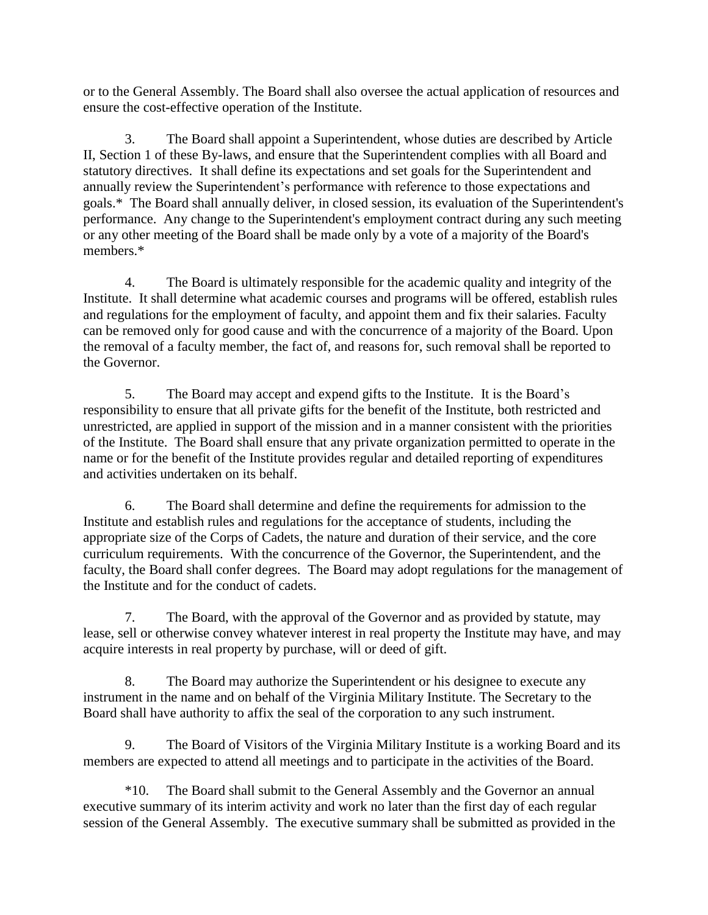or to the General Assembly. The Board shall also oversee the actual application of resources and ensure the cost-effective operation of the Institute.

3. The Board shall appoint a Superintendent, whose duties are described by Article II, Section 1 of these By-laws, and ensure that the Superintendent complies with all Board and statutory directives. It shall define its expectations and set goals for the Superintendent and annually review the Superintendent's performance with reference to those expectations and goals.* The Board shall annually deliver, in closed session, its evaluation of the Superintendent's performance. Any change to the Superintendent's employment contract during any such meeting or any other meeting of the Board shall be made only by a vote of a majority of the Board's members.*

4. The Board is ultimately responsible for the academic quality and integrity of the Institute. It shall determine what academic courses and programs will be offered, establish rules and regulations for the employment of faculty, and appoint them and fix their salaries. Faculty can be removed only for good cause and with the concurrence of a majority of the Board. Upon the removal of a faculty member, the fact of, and reasons for, such removal shall be reported to the Governor.

5. The Board may accept and expend gifts to the Institute. It is the Board's responsibility to ensure that all private gifts for the benefit of the Institute, both restricted and unrestricted, are applied in support of the mission and in a manner consistent with the priorities of the Institute. The Board shall ensure that any private organization permitted to operate in the name or for the benefit of the Institute provides regular and detailed reporting of expenditures and activities undertaken on its behalf.

6. The Board shall determine and define the requirements for admission to the Institute and establish rules and regulations for the acceptance of students, including the appropriate size of the Corps of Cadets, the nature and duration of their service, and the core curriculum requirements. With the concurrence of the Governor, the Superintendent, and the faculty, the Board shall confer degrees. The Board may adopt regulations for the management of the Institute and for the conduct of cadets.

7. The Board, with the approval of the Governor and as provided by statute, may lease, sell or otherwise convey whatever interest in real property the Institute may have, and may acquire interests in real property by purchase, will or deed of gift.

8. The Board may authorize the Superintendent or his designee to execute any instrument in the name and on behalf of the Virginia Military Institute. The Secretary to the Board shall have authority to affix the seal of the corporation to any such instrument.

9. The Board of Visitors of the Virginia Military Institute is a working Board and its members are expected to attend all meetings and to participate in the activities of the Board.

*10. The Board shall submit to the General Assembly and the Governor an annual executive summary of its interim activity and work no later than the first day of each regular session of the General Assembly. The executive summary shall be submitted as provided in the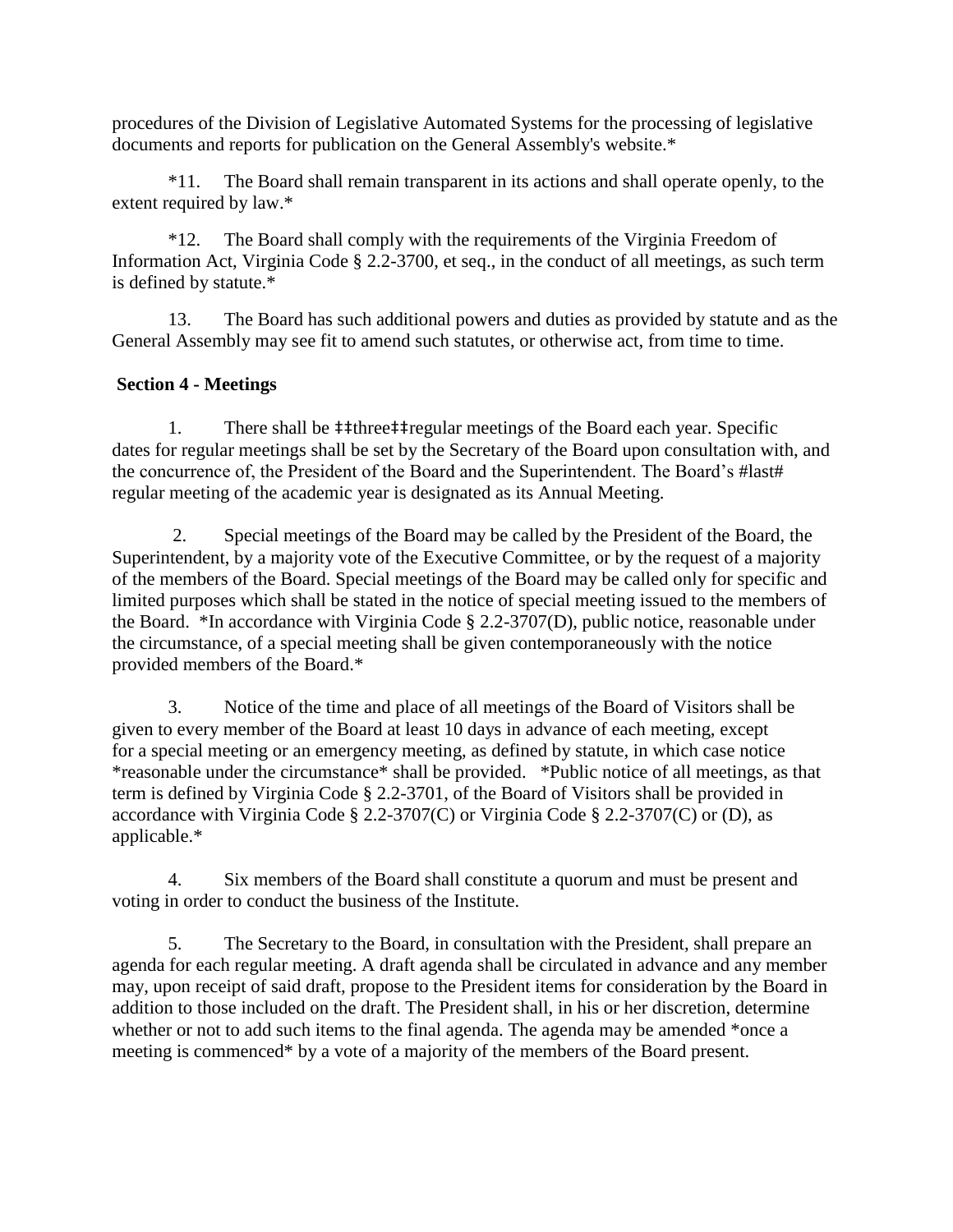procedures of the Division of Legislative Automated Systems for the processing of legislative documents and reports for publication on the General Assembly's website.*

*11. The Board shall remain transparent in its actions and shall operate openly, to the extent required by law.*

*12. The Board shall comply with the requirements of the Virginia Freedom of Information Act, Virginia Code § 2.2-3700, et seq., in the conduct of all meetings, as such term is defined by statute.*

13. The Board has such additional powers and duties as provided by statute and as the General Assembly may see fit to amend such statutes, or otherwise act, from time to time.

**Section 4 - Meetings**

1. There shall be ‡‡three‡‡regular meetings of the Board each year. Specific dates for regular meetings shall be set by the Secretary of the Board upon consultation with, and the concurrence of, the President of the Board and the Superintendent. The Board's #last# regular meeting of the academic year is designated as its Annual Meeting.

2. Special meetings of the Board may be called by the President of the Board, the Superintendent, by a majority vote of the Executive Committee, or by the request of a majority of the members of the Board. Special meetings of the Board may be called only for specific and limited purposes which shall be stated in the notice of special meeting issued to the members of the Board. *In accordance with Virginia Code § 2.2-3707(D), public notice, reasonable under the circumstance, of a special meeting shall be given contemporaneously with the notice provided members of the Board.*

3. Notice of the time and place of all meetings of the Board of Visitors shall be given to every member of the Board at least 10 days in advance of each meeting, except for a special meeting or an emergency meeting, as defined by statute, in which case notice *reasonable under the circumstance* shall be provided. *Public notice of all meetings, as that term is defined by Virginia Code § 2.2-3701, of the Board of Visitors shall be provided in accordance with Virginia Code § 2.2-3707(C) or Virginia Code § 2.2-3707(C) or (D), as applicable.*

4. Six members of the Board shall constitute a quorum and must be present and voting in order to conduct the business of the Institute.

5. The Secretary to the Board, in consultation with the President, shall prepare an agenda for each regular meeting. A draft agenda shall be circulated in advance and any member may, upon receipt of said draft, propose to the President items for consideration by the Board in addition to those included on the draft. The President shall, in his or her discretion, determine whether or not to add such items to the final agenda. The agenda may be amended *once a meeting is commenced* by a vote of a majority of the members of the Board present.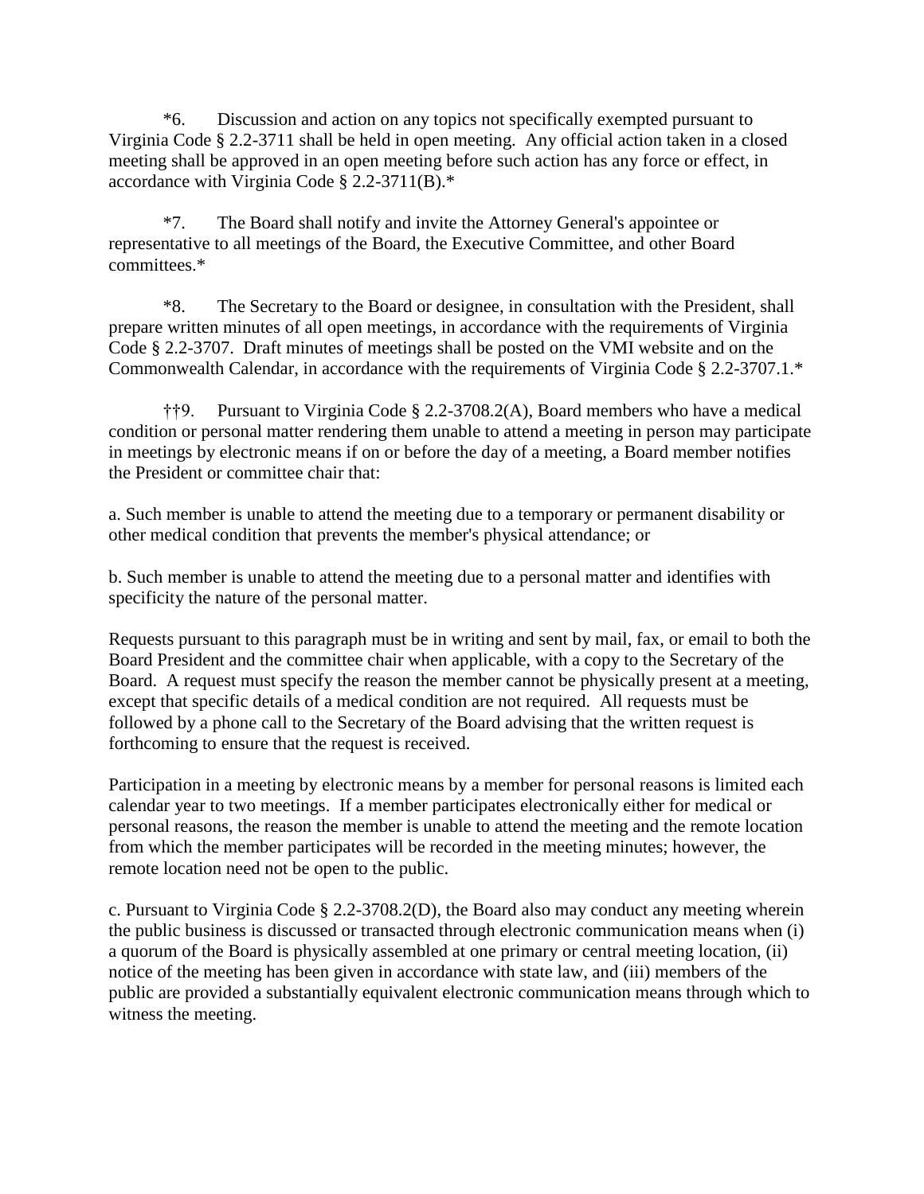*6.	Discussion and action on any topics not specifically exempted pursuant to Virginia Code § 2.2-3711 shall be held in open meeting. Any official action taken in a closed meeting shall be approved in an open meeting before such action has any force or effect, in accordance with Virginia Code § 2.2-3711(B).*

*7.	The Board shall notify and invite the Attorney General's appointee or representative to all meetings of the Board, the Executive Committee, and other Board committees.*

*8.	The Secretary to the Board or designee, in consultation with the President, shall prepare written minutes of all open meetings, in accordance with the requirements of Virginia Code § 2.2-3707. Draft minutes of meetings shall be posted on the VMI website and on the Commonwealth Calendar, in accordance with the requirements of Virginia Code § 2.2-3707.1.*

††9.	Pursuant to Virginia Code § 2.2-3708.2(A), Board members who have a medical condition or personal matter rendering them unable to attend a meeting in person may participate in meetings by electronic means if on or before the day of a meeting, a Board member notifies the President or committee chair that:

a. Such member is unable to attend the meeting due to a temporary or permanent disability or other medical condition that prevents the member's physical attendance; or

b. Such member is unable to attend the meeting due to a personal matter and identifies with specificity the nature of the personal matter.

Requests pursuant to this paragraph must be in writing and sent by mail, fax, or email to both the Board President and the committee chair when applicable, with a copy to the Secretary of the Board. A request must specify the reason the member cannot be physically present at a meeting, except that specific details of a medical condition are not required. All requests must be followed by a phone call to the Secretary of the Board advising that the written request is forthcoming to ensure that the request is received.

Participation in a meeting by electronic means by a member for personal reasons is limited each calendar year to two meetings. If a member participates electronically either for medical or personal reasons, the reason the member is unable to attend the meeting and the remote location from which the member participates will be recorded in the meeting minutes; however, the remote location need not be open to the public.

c. Pursuant to Virginia Code § 2.2-3708.2(D), the Board also may conduct any meeting wherein the public business is discussed or transacted through electronic communication means when (i) a quorum of the Board is physically assembled at one primary or central meeting location, (ii) notice of the meeting has been given in accordance with state law, and (iii) members of the public are provided a substantially equivalent electronic communication means through which to witness the meeting.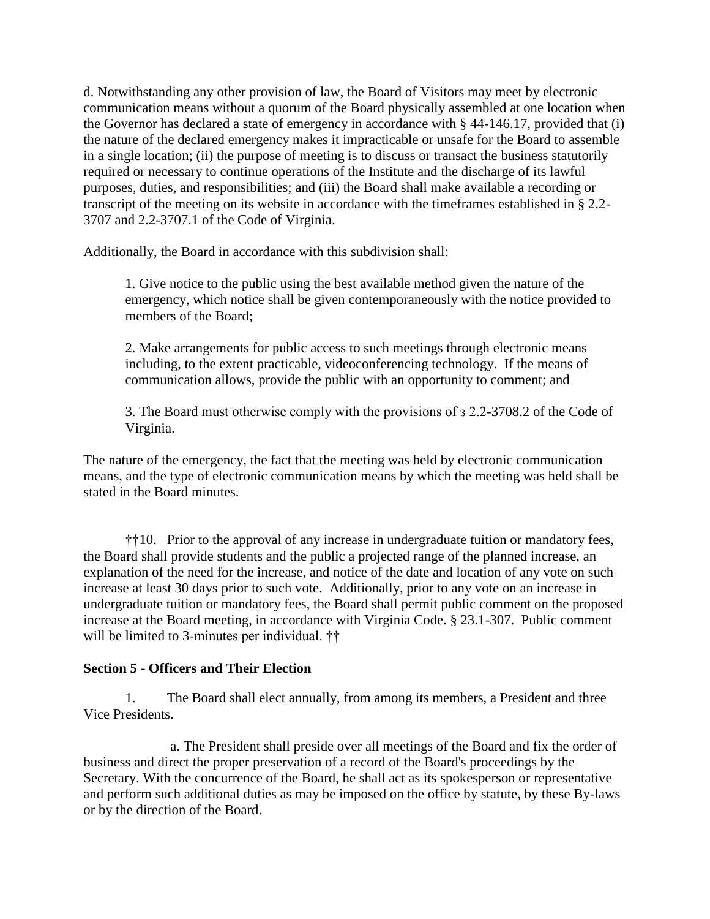d. Notwithstanding any other provision of law, the Board of Visitors may meet by electronic communication means without a quorum of the Board physically assembled at one location when the Governor has declared a state of emergency in accordance with § 44-146.17, provided that (i) the nature of the declared emergency makes it impracticable or unsafe for the Board to assemble in a single location; (ii) the purpose of meeting is to discuss or transact the business statutorily required or necessary to continue operations of the Institute and the discharge of its lawful purposes, duties, and responsibilities; and (iii) the Board shall make available a recording or transcript of the meeting on its website in accordance with the timeframes established in § 2.2-3707 and 2.2-3707.1 of the Code of Virginia.

Additionally, the Board in accordance with this subdivision shall:

1. Give notice to the public using the best available method given the nature of the emergency, which notice shall be given contemporaneously with the notice provided to members of the Board;

2. Make arrangements for public access to such meetings through electronic means including, to the extent practicable, videoconferencing technology. If the means of communication allows, provide the public with an opportunity to comment; and

3. The Board must otherwise comply with the provisions of з 2.2-3708.2 of the Code of Virginia.

The nature of the emergency, the fact that the meeting was held by electronic communication means, and the type of electronic communication means by which the meeting was held shall be stated in the Board minutes.

††10. Prior to the approval of any increase in undergraduate tuition or mandatory fees, the Board shall provide students and the public a projected range of the planned increase, an explanation of the need for the increase, and notice of the date and location of any vote on such increase at least 30 days prior to such vote. Additionally, prior to any vote on an increase in undergraduate tuition or mandatory fees, the Board shall permit public comment on the proposed increase at the Board meeting, in accordance with Virginia Code. § 23.1-307. Public comment will be limited to 3-minutes per individual. ††

**Section 5 - Officers and Their Election**

1. The Board shall elect annually, from among its members, a President and three Vice Presidents.

a. The President shall preside over all meetings of the Board and fix the order of business and direct the proper preservation of a record of the Board's proceedings by the Secretary. With the concurrence of the Board, he shall act as its spokesperson or representative and perform such additional duties as may be imposed on the office by statute, by these By-laws or by the direction of the Board.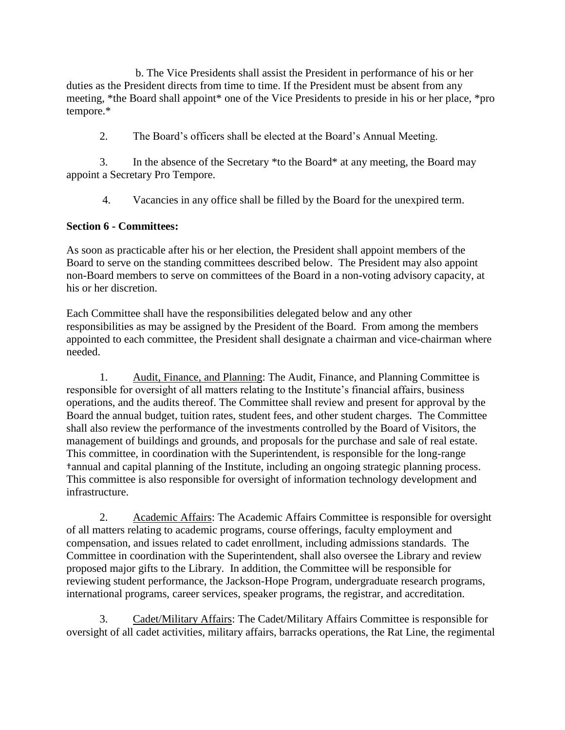b. The Vice Presidents shall assist the President in performance of his or her duties as the President directs from time to time. If the President must be absent from any meeting, *the Board shall appoint* one of the Vice Presidents to preside in his or her place, *pro tempore.*

2. The Board's officers shall be elected at the Board's Annual Meeting.

3. In the absence of the Secretary *to the Board* at any meeting, the Board may appoint a Secretary Pro Tempore.

4. Vacancies in any office shall be filled by the Board for the unexpired term.

**Section 6 - Committees:**

As soon as practicable after his or her election, the President shall appoint members of the Board to serve on the standing committees described below. The President may also appoint non-Board members to serve on committees of the Board in a non-voting advisory capacity, at his or her discretion.

Each Committee shall have the responsibilities delegated below and any other responsibilities as may be assigned by the President of the Board. From among the members appointed to each committee, the President shall designate a chairman and vice-chairman where needed.

1. Audit, Finance, and Planning: The Audit, Finance, and Planning Committee is responsible for oversight of all matters relating to the Institute's financial affairs, business operations, and the audits thereof. The Committee shall review and present for approval by the Board the annual budget, tuition rates, student fees, and other student charges. The Committee shall also review the performance of the investments controlled by the Board of Visitors, the management of buildings and grounds, and proposals for the purchase and sale of real estate. This committee, in coordination with the Superintendent, is responsible for the long-range †annual and capital planning of the Institute, including an ongoing strategic planning process. This committee is also responsible for oversight of information technology development and infrastructure.

2. Academic Affairs: The Academic Affairs Committee is responsible for oversight of all matters relating to academic programs, course offerings, faculty employment and compensation, and issues related to cadet enrollment, including admissions standards. The Committee in coordination with the Superintendent, shall also oversee the Library and review proposed major gifts to the Library. In addition, the Committee will be responsible for reviewing student performance, the Jackson-Hope Program, undergraduate research programs, international programs, career services, speaker programs, the registrar, and accreditation.

3. Cadet/Military Affairs: The Cadet/Military Affairs Committee is responsible for oversight of all cadet activities, military affairs, barracks operations, the Rat Line, the regimental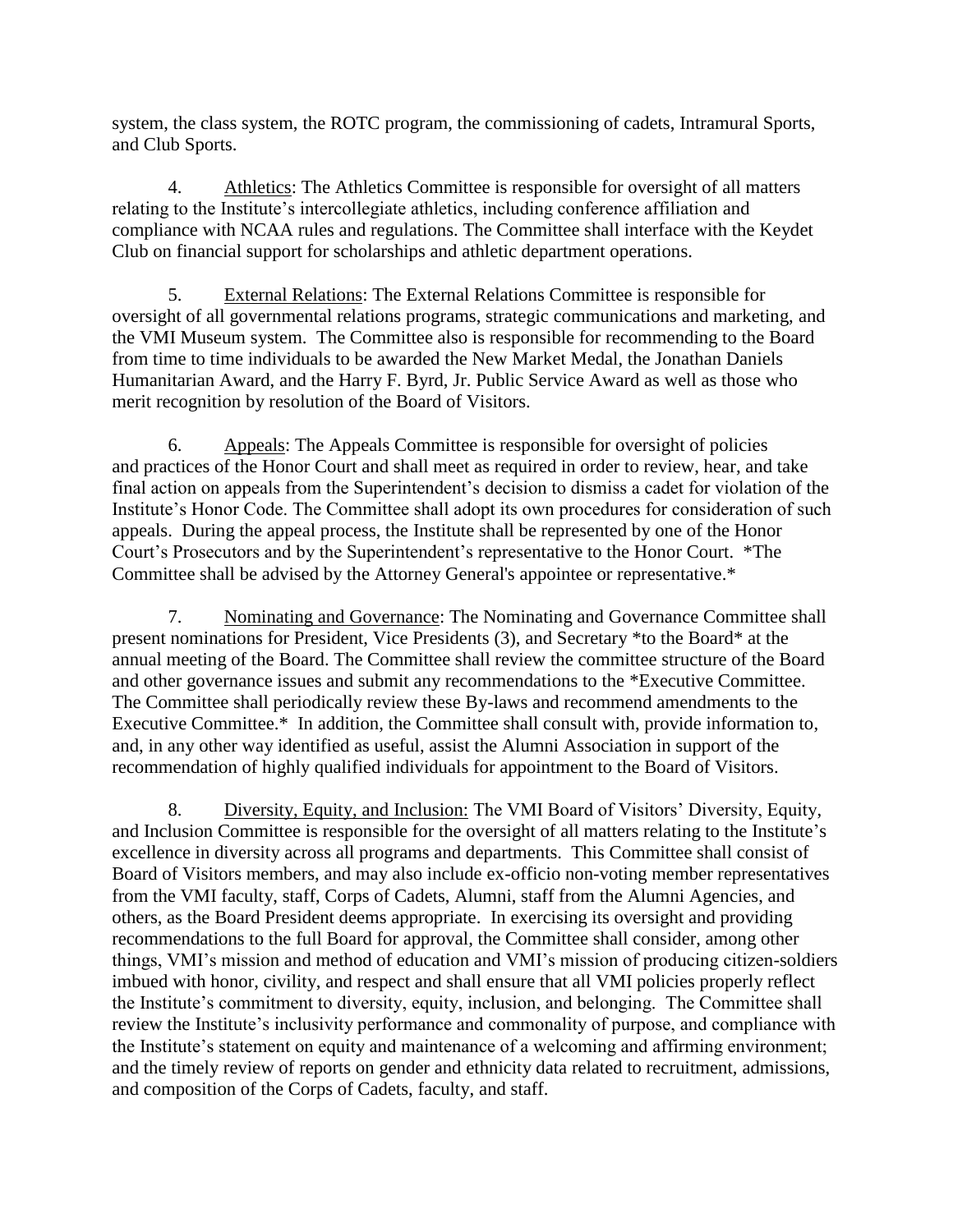system, the class system, the ROTC program, the commissioning of cadets, Intramural Sports, and Club Sports.

4. Athletics: The Athletics Committee is responsible for oversight of all matters relating to the Institute's intercollegiate athletics, including conference affiliation and compliance with NCAA rules and regulations. The Committee shall interface with the Keydet Club on financial support for scholarships and athletic department operations.

5. External Relations: The External Relations Committee is responsible for oversight of all governmental relations programs, strategic communications and marketing, and the VMI Museum system. The Committee also is responsible for recommending to the Board from time to time individuals to be awarded the New Market Medal, the Jonathan Daniels Humanitarian Award, and the Harry F. Byrd, Jr. Public Service Award as well as those who merit recognition by resolution of the Board of Visitors.

6. Appeals: The Appeals Committee is responsible for oversight of policies and practices of the Honor Court and shall meet as required in order to review, hear, and take final action on appeals from the Superintendent's decision to dismiss a cadet for violation of the Institute's Honor Code. The Committee shall adopt its own procedures for consideration of such appeals. During the appeal process, the Institute shall be represented by one of the Honor Court's Prosecutors and by the Superintendent's representative to the Honor Court. *The Committee shall be advised by the Attorney General's appointee or representative.*

7. Nominating and Governance: The Nominating and Governance Committee shall present nominations for President, Vice Presidents (3), and Secretary *to the Board* at the annual meeting of the Board. The Committee shall review the committee structure of the Board and other governance issues and submit any recommendations to the *Executive Committee. The Committee shall periodically review these By-laws and recommend amendments to the Executive Committee.* In addition, the Committee shall consult with, provide information to, and, in any other way identified as useful, assist the Alumni Association in support of the recommendation of highly qualified individuals for appointment to the Board of Visitors.

8. Diversity, Equity, and Inclusion: The VMI Board of Visitors' Diversity, Equity, and Inclusion Committee is responsible for the oversight of all matters relating to the Institute's excellence in diversity across all programs and departments. This Committee shall consist of Board of Visitors members, and may also include ex-officio non-voting member representatives from the VMI faculty, staff, Corps of Cadets, Alumni, staff from the Alumni Agencies, and others, as the Board President deems appropriate. In exercising its oversight and providing recommendations to the full Board for approval, the Committee shall consider, among other things, VMI's mission and method of education and VMI's mission of producing citizen-soldiers imbued with honor, civility, and respect and shall ensure that all VMI policies properly reflect the Institute's commitment to diversity, equity, inclusion, and belonging. The Committee shall review the Institute's inclusivity performance and commonality of purpose, and compliance with the Institute's statement on equity and maintenance of a welcoming and affirming environment; and the timely review of reports on gender and ethnicity data related to recruitment, admissions, and composition of the Corps of Cadets, faculty, and staff.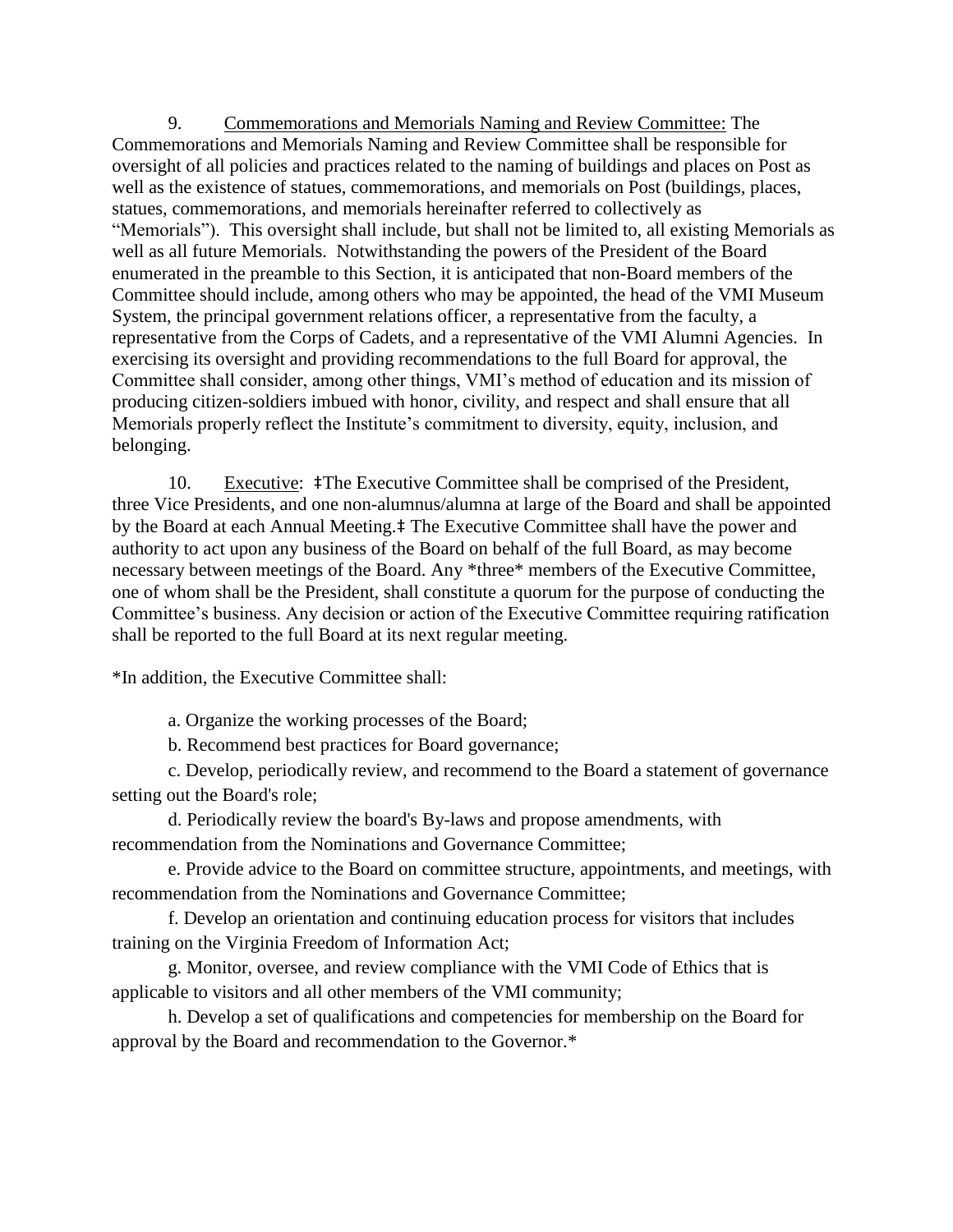9. Commemorations and Memorials Naming and Review Committee: The Commemorations and Memorials Naming and Review Committee shall be responsible for oversight of all policies and practices related to the naming of buildings and places on Post as well as the existence of statues, commemorations, and memorials on Post (buildings, places, statues, commemorations, and memorials hereinafter referred to collectively as "Memorials"). This oversight shall include, but shall not be limited to, all existing Memorials as well as all future Memorials. Notwithstanding the powers of the President of the Board enumerated in the preamble to this Section, it is anticipated that non-Board members of the Committee should include, among others who may be appointed, the head of the VMI Museum System, the principal government relations officer, a representative from the faculty, a representative from the Corps of Cadets, and a representative of the VMI Alumni Agencies. In exercising its oversight and providing recommendations to the full Board for approval, the Committee shall consider, among other things, VMI's method of education and its mission of producing citizen-soldiers imbued with honor, civility, and respect and shall ensure that all Memorials properly reflect the Institute's commitment to diversity, equity, inclusion, and belonging.

10. Executive: ‡The Executive Committee shall be comprised of the President, three Vice Presidents, and one non-alumnus/alumna at large of the Board and shall be appointed by the Board at each Annual Meeting.‡ The Executive Committee shall have the power and authority to act upon any business of the Board on behalf of the full Board, as may become necessary between meetings of the Board. Any *three* members of the Executive Committee, one of whom shall be the President, shall constitute a quorum for the purpose of conducting the Committee's business. Any decision or action of the Executive Committee requiring ratification shall be reported to the full Board at its next regular meeting.

*In addition, the Executive Committee shall:

a. Organize the working processes of the Board;

b. Recommend best practices for Board governance;

c. Develop, periodically review, and recommend to the Board a statement of governance setting out the Board's role;

d. Periodically review the board's By-laws and propose amendments, with recommendation from the Nominations and Governance Committee;

e. Provide advice to the Board on committee structure, appointments, and meetings, with recommendation from the Nominations and Governance Committee;

f. Develop an orientation and continuing education process for visitors that includes training on the Virginia Freedom of Information Act;

g. Monitor, oversee, and review compliance with the VMI Code of Ethics that is applicable to visitors and all other members of the VMI community;

h. Develop a set of qualifications and competencies for membership on the Board for approval by the Board and recommendation to the Governor.*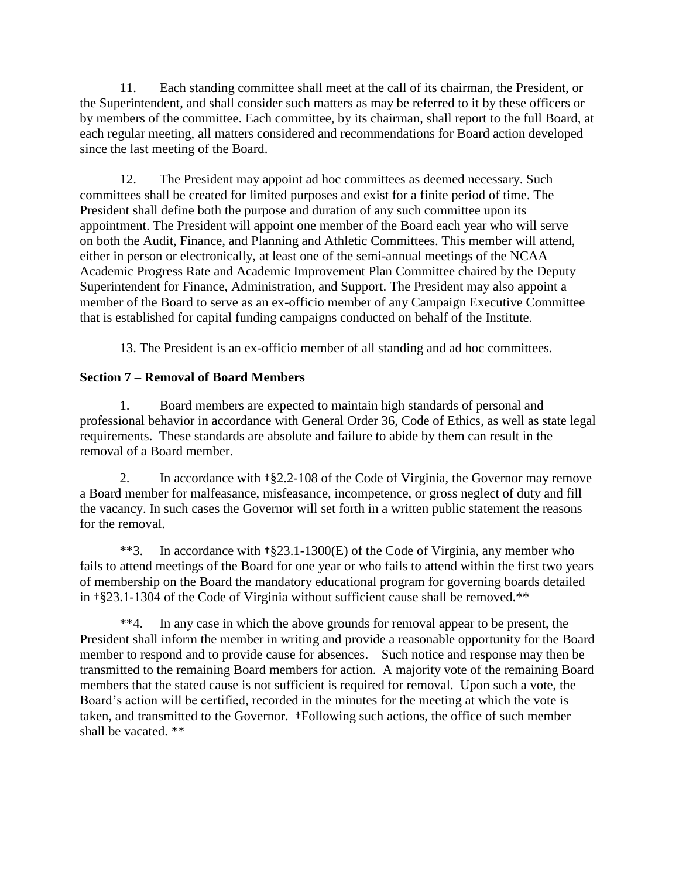11. Each standing committee shall meet at the call of its chairman, the President, or the Superintendent, and shall consider such matters as may be referred to it by these officers or by members of the committee. Each committee, by its chairman, shall report to the full Board, at each regular meeting, all matters considered and recommendations for Board action developed since the last meeting of the Board.

12. The President may appoint ad hoc committees as deemed necessary. Such committees shall be created for limited purposes and exist for a finite period of time. The President shall define both the purpose and duration of any such committee upon its appointment. The President will appoint one member of the Board each year who will serve on both the Audit, Finance, and Planning and Athletic Committees. This member will attend, either in person or electronically, at least one of the semi-annual meetings of the NCAA Academic Progress Rate and Academic Improvement Plan Committee chaired by the Deputy Superintendent for Finance, Administration, and Support. The President may also appoint a member of the Board to serve as an ex-officio member of any Campaign Executive Committee that is established for capital funding campaigns conducted on behalf of the Institute.

13. The President is an ex-officio member of all standing and ad hoc committees.

**Section 7 – Removal of Board Members**

1. Board members are expected to maintain high standards of personal and professional behavior in accordance with General Order 36, Code of Ethics, as well as state legal requirements. These standards are absolute and failure to abide by them can result in the removal of a Board member.

2. In accordance with †§2.2-108 of the Code of Virginia, the Governor may remove a Board member for malfeasance, misfeasance, incompetence, or gross neglect of duty and fill the vacancy. In such cases the Governor will set forth in a written public statement the reasons for the removal.

**3. In accordance with †§23.1-1300(E) of the Code of Virginia, any member who fails to attend meetings of the Board for one year or who fails to attend within the first two years of membership on the Board the mandatory educational program for governing boards detailed in †§23.1-1304 of the Code of Virginia without sufficient cause shall be removed.**

**4. In any case in which the above grounds for removal appear to be present, the President shall inform the member in writing and provide a reasonable opportunity for the Board member to respond and to provide cause for absences. Such notice and response may then be transmitted to the remaining Board members for action. A majority vote of the remaining Board members that the stated cause is not sufficient is required for removal. Upon such a vote, the Board's action will be certified, recorded in the minutes for the meeting at which the vote is taken, and transmitted to the Governor. †Following such actions, the office of such member shall be vacated. **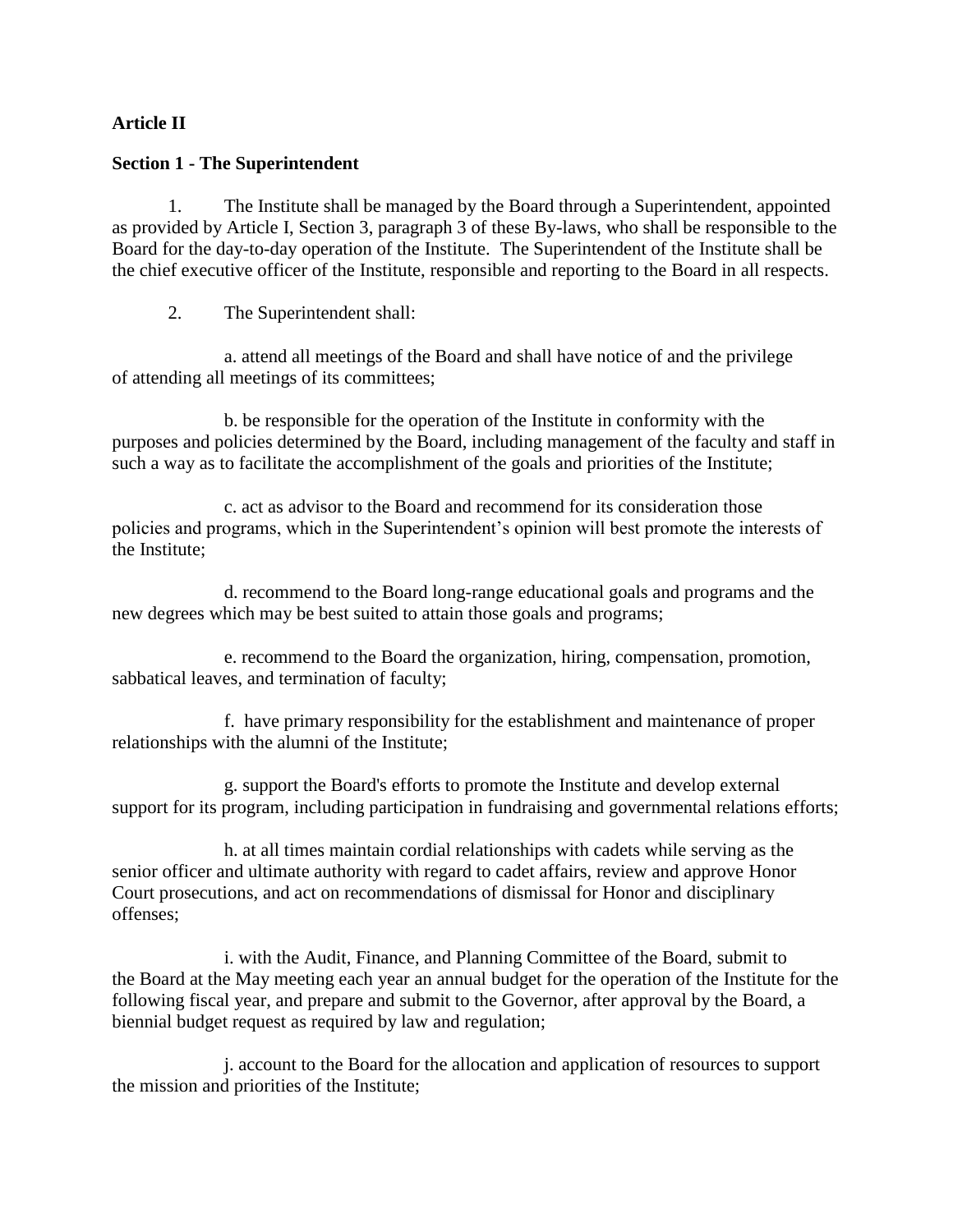**Article II**

**Section 1 - The Superintendent**

1. The Institute shall be managed by the Board through a Superintendent, appointed as provided by Article I, Section 3, paragraph 3 of these By-laws, who shall be responsible to the Board for the day-to-day operation of the Institute. The Superintendent of the Institute shall be the chief executive officer of the Institute, responsible and reporting to the Board in all respects.

2. The Superintendent shall:

a. attend all meetings of the Board and shall have notice of and the privilege of attending all meetings of its committees;

b. be responsible for the operation of the Institute in conformity with the purposes and policies determined by the Board, including management of the faculty and staff in such a way as to facilitate the accomplishment of the goals and priorities of the Institute;

c. act as advisor to the Board and recommend for its consideration those policies and programs, which in the Superintendent's opinion will best promote the interests of the Institute;

d. recommend to the Board long-range educational goals and programs and the new degrees which may be best suited to attain those goals and programs;

e. recommend to the Board the organization, hiring, compensation, promotion, sabbatical leaves, and termination of faculty;

f. have primary responsibility for the establishment and maintenance of proper relationships with the alumni of the Institute;

g. support the Board's efforts to promote the Institute and develop external support for its program, including participation in fundraising and governmental relations efforts;

h. at all times maintain cordial relationships with cadets while serving as the senior officer and ultimate authority with regard to cadet affairs, review and approve Honor Court prosecutions, and act on recommendations of dismissal for Honor and disciplinary offenses;

i. with the Audit, Finance, and Planning Committee of the Board, submit to the Board at the May meeting each year an annual budget for the operation of the Institute for the following fiscal year, and prepare and submit to the Governor, after approval by the Board, a biennial budget request as required by law and regulation;

j. account to the Board for the allocation and application of resources to support the mission and priorities of the Institute;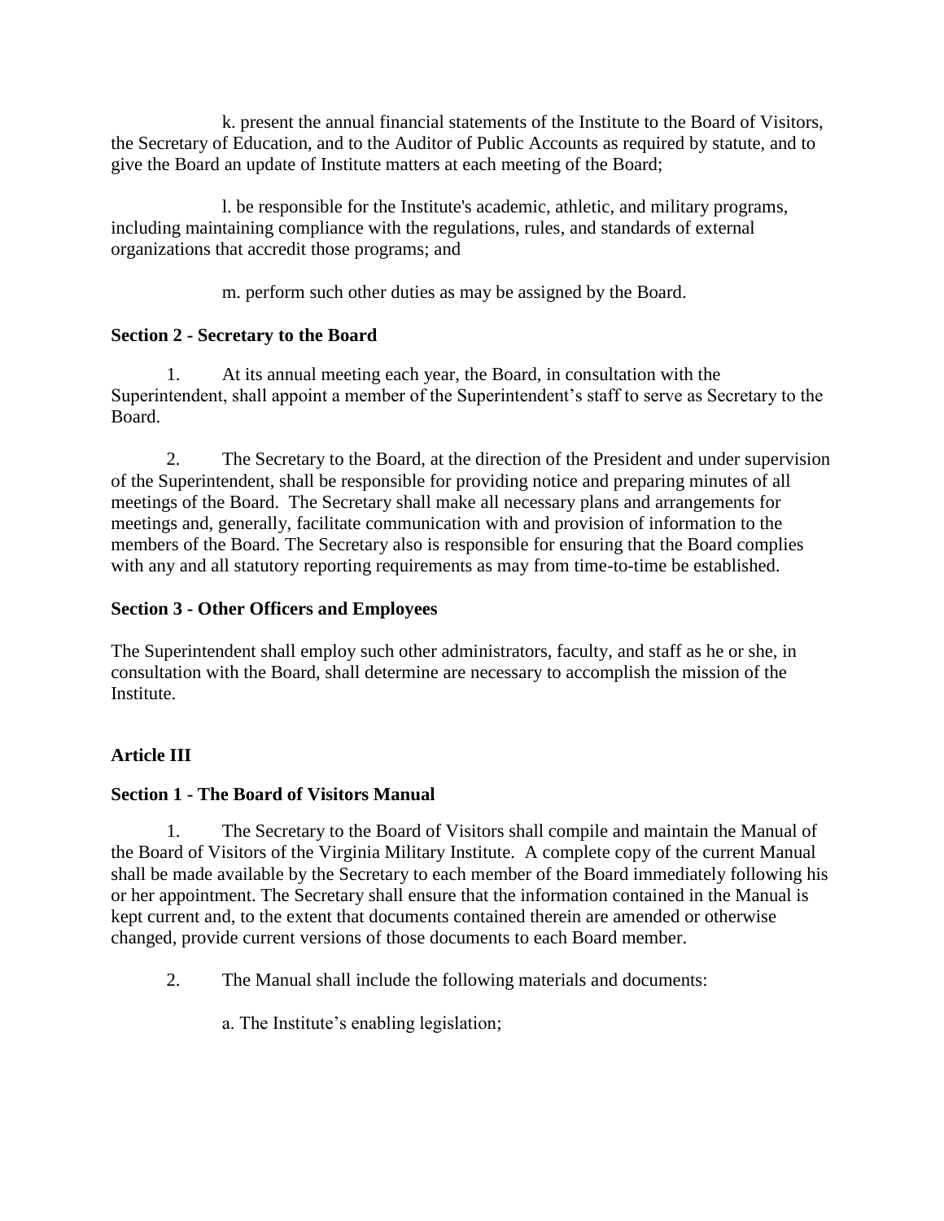k. present the annual financial statements of the Institute to the Board of Visitors, the Secretary of Education, and to the Auditor of Public Accounts as required by statute, and to give the Board an update of Institute matters at each meeting of the Board;

l. be responsible for the Institute's academic, athletic, and military programs, including maintaining compliance with the regulations, rules, and standards of external organizations that accredit those programs; and

m. perform such other duties as may be assigned by the Board.

**Section 2 - Secretary to the Board**

1. At its annual meeting each year, the Board, in consultation with the Superintendent, shall appoint a member of the Superintendent's staff to serve as Secretary to the Board.

2. The Secretary to the Board, at the direction of the President and under supervision of the Superintendent, shall be responsible for providing notice and preparing minutes of all meetings of the Board. The Secretary shall make all necessary plans and arrangements for meetings and, generally, facilitate communication with and provision of information to the members of the Board. The Secretary also is responsible for ensuring that the Board complies with any and all statutory reporting requirements as may from time-to-time be established.

**Section 3 - Other Officers and Employees**

The Superintendent shall employ such other administrators, faculty, and staff as he or she, in consultation with the Board, shall determine are necessary to accomplish the mission of the Institute.

**Article III**

**Section 1 - The Board of Visitors Manual**

1. The Secretary to the Board of Visitors shall compile and maintain the Manual of the Board of Visitors of the Virginia Military Institute. A complete copy of the current Manual shall be made available by the Secretary to each member of the Board immediately following his or her appointment. The Secretary shall ensure that the information contained in the Manual is kept current and, to the extent that documents contained therein are amended or otherwise changed, provide current versions of those documents to each Board member.

2. The Manual shall include the following materials and documents:

a. The Institute's enabling legislation;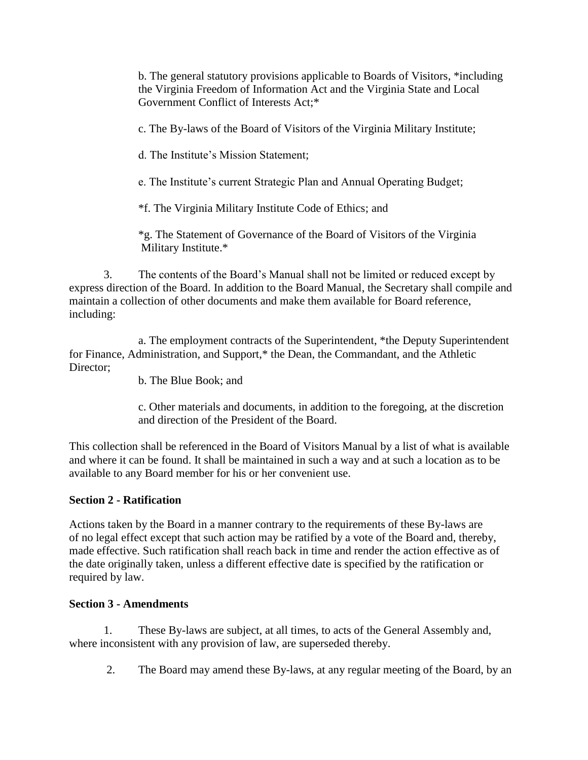b. The general statutory provisions applicable to Boards of Visitors, *including the Virginia Freedom of Information Act and the Virginia State and Local Government Conflict of Interests Act;*

c. The By-laws of the Board of Visitors of the Virginia Military Institute;

d. The Institute's Mission Statement;

e. The Institute's current Strategic Plan and Annual Operating Budget;

*f. The Virginia Military Institute Code of Ethics; and

*g. The Statement of Governance of the Board of Visitors of the Virginia Military Institute.*

3. The contents of the Board's Manual shall not be limited or reduced except by express direction of the Board. In addition to the Board Manual, the Secretary shall compile and maintain a collection of other documents and make them available for Board reference, including:

a. The employment contracts of the Superintendent, *the Deputy Superintendent for Finance, Administration, and Support,* the Dean, the Commandant, and the Athletic Director;

b. The Blue Book; and

c. Other materials and documents, in addition to the foregoing, at the discretion and direction of the President of the Board.

This collection shall be referenced in the Board of Visitors Manual by a list of what is available and where it can be found. It shall be maintained in such a way and at such a location as to be available to any Board member for his or her convenient use.

**Section 2 - Ratification**

Actions taken by the Board in a manner contrary to the requirements of these By-laws are of no legal effect except that such action may be ratified by a vote of the Board and, thereby, made effective. Such ratification shall reach back in time and render the action effective as of the date originally taken, unless a different effective date is specified by the ratification or required by law.

**Section 3 - Amendments**

1. These By-laws are subject, at all times, to acts of the General Assembly and, where inconsistent with any provision of law, are superseded thereby.

2. The Board may amend these By-laws, at any regular meeting of the Board, by an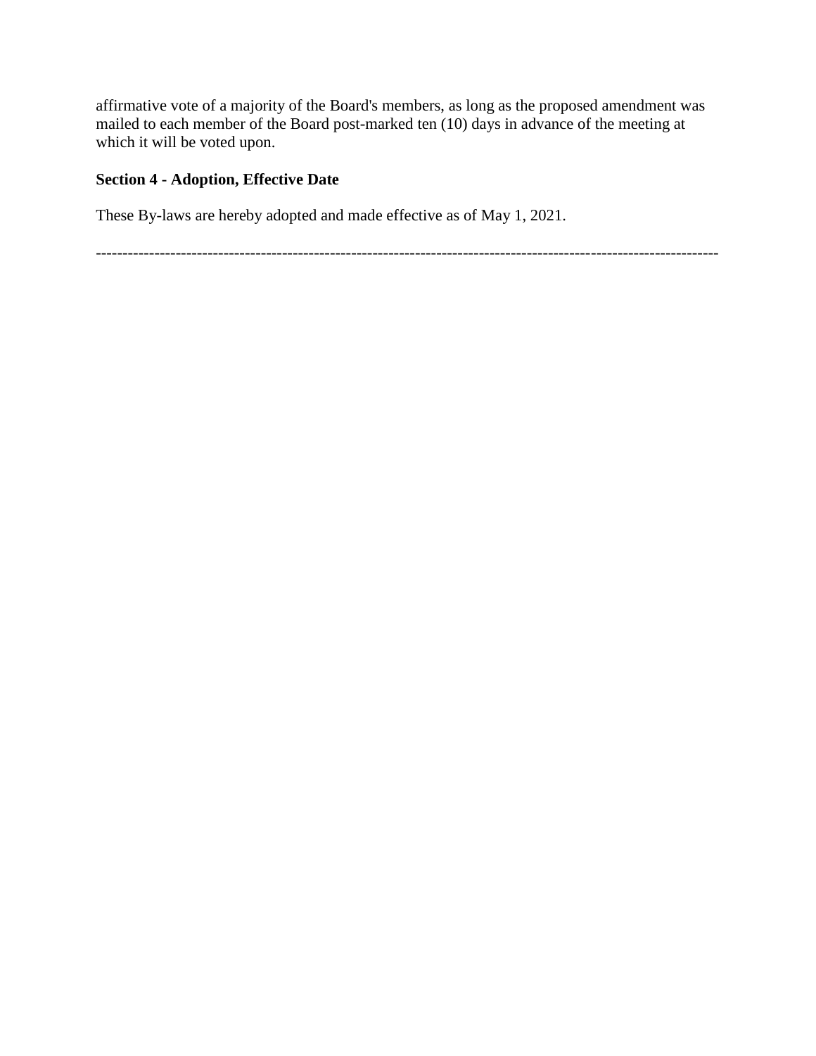affirmative vote of a majority of the Board's members, as long as the proposed amendment was mailed to each member of the Board post-marked ten (10) days in advance of the meeting at which it will be voted upon.

**Section 4 - Adoption, Effective Date**

These By-laws are hereby adopted and made effective as of May 1, 2021.

---